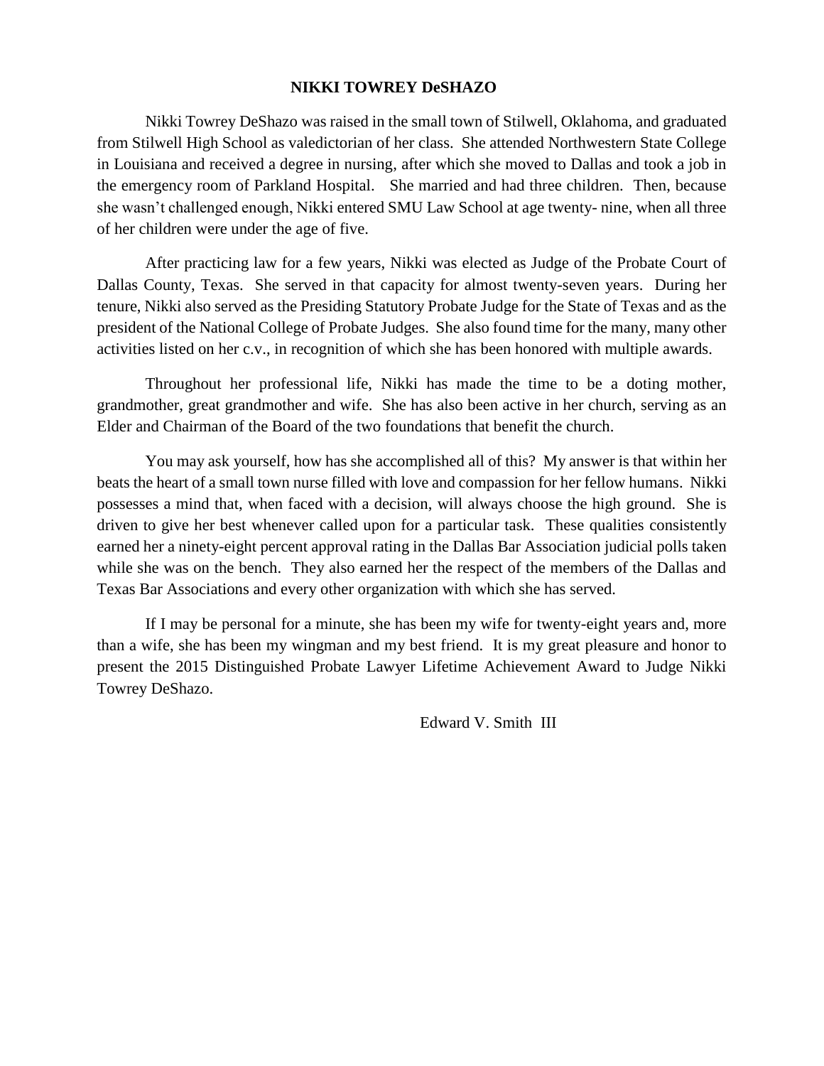# NIKKI TOWREY DeSHAZO

Nikki Towrey DeShazo was raised in the small town of Stilwell, Oklahoma, and graduated from Stilwell High School as valedictorian of her class. She attended Northwestern State College in Louisiana and received a degree in nursing, after which she moved to Dallas and took a job in the emergency room of Parkland Hospital. She married and had three children. Then, because she wasn't challenged enough, Nikki entered SMU Law School at age twenty- nine, when all three of her children were under the age of five.

After practicing law for a few years, Nikki was elected as Judge of the Probate Court of Dallas County, Texas. She served in that capacity for almost twenty-seven years. During her tenure, Nikki also served as the Presiding Statutory Probate Judge for the State of Texas and as the president of the National College of Probate Judges. She also found time for the many, many other activities listed on her c.v., in recognition of which she has been honored with multiple awards.

Throughout her professional life, Nikki has made the time to be a doting mother, grandmother, great grandmother and wife. She has also been active in her church, serving as an Elder and Chairman of the Board of the two foundations that benefit the church.

You may ask yourself, how has she accomplished all of this? My answer is that within her beats the heart of a small town nurse filled with love and compassion for her fellow humans. Nikki possesses a mind that, when faced with a decision, will always choose the high ground. She is driven to give her best whenever called upon for a particular task. These qualities consistently earned her a ninety-eight percent approval rating in the Dallas Bar Association judicial polls taken while she was on the bench. They also earned her the respect of the members of the Dallas and Texas Bar Associations and every other organization with which she has served.

If I may be personal for a minute, she has been my wife for twenty-eight years and, more than a wife, she has been my wingman and my best friend. It is my great pleasure and honor to present the 2015 Distinguished Probate Lawyer Lifetime Achievement Award to Judge Nikki Towrey DeShazo.

Edward V. Smith III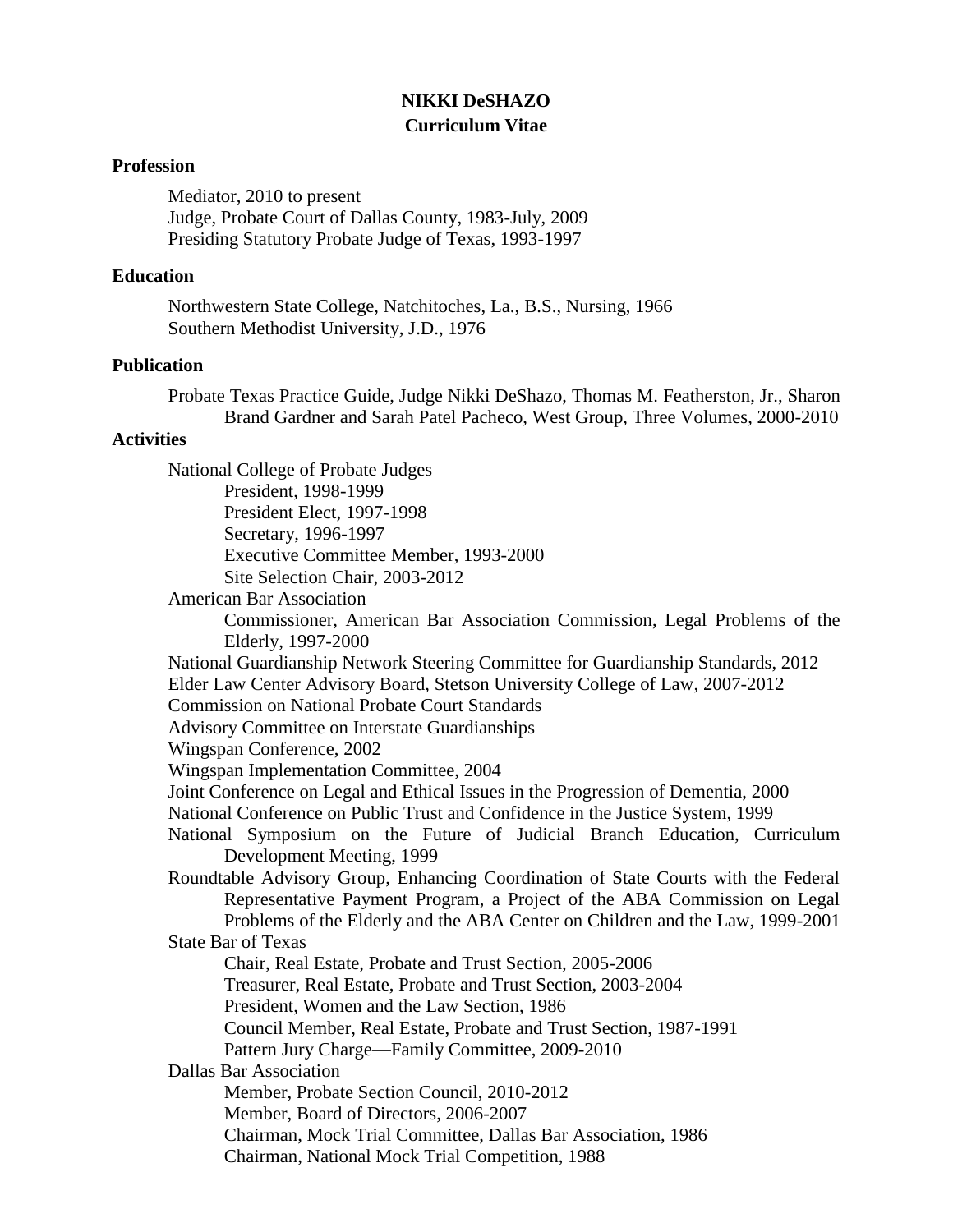**NIKKI DeSHAZO**
**Curriculum Vitae**

## Profession

Mediator, 2010 to present
Judge, Probate Court of Dallas County, 1983-July, 2009
Presiding Statutory Probate Judge of Texas, 1993-1997

## Education

Northwestern State College, Natchitoches, La., B.S., Nursing, 1966
Southern Methodist University, J.D., 1976

## Publication

Probate Texas Practice Guide, Judge Nikki DeShazo, Thomas M. Featherston, Jr., Sharon Brand Gardner and Sarah Patel Pacheco, West Group, Three Volumes, 2000-2010

## Activities

National College of Probate Judges
- President, 1998-1999
- President Elect, 1997-1998
- Secretary, 1996-1997
- Executive Committee Member, 1993-2000
- Site Selection Chair, 2003-2012

American Bar Association
- Commissioner, American Bar Association Commission, Legal Problems of the Elderly, 1997-2000

National Guardianship Network Steering Committee for Guardianship Standards, 2012
Elder Law Center Advisory Board, Stetson University College of Law, 2007-2012
Commission on National Probate Court Standards
Advisory Committee on Interstate Guardianships
Wingspan Conference, 2002
Wingspan Implementation Committee, 2004
Joint Conference on Legal and Ethical Issues in the Progression of Dementia, 2000
National Conference on Public Trust and Confidence in the Justice System, 1999
National Symposium on the Future of Judicial Branch Education, Curriculum Development Meeting, 1999
Roundtable Advisory Group, Enhancing Coordination of State Courts with the Federal Representative Payment Program, a Project of the ABA Commission on Legal Problems of the Elderly and the ABA Center on Children and the Law, 1999-2001

State Bar of Texas
- Chair, Real Estate, Probate and Trust Section, 2005-2006
- Treasurer, Real Estate, Probate and Trust Section, 2003-2004
- President, Women and the Law Section, 1986
- Council Member, Real Estate, Probate and Trust Section, 1987-1991
- Pattern Jury Charge—Family Committee, 2009-2010

Dallas Bar Association
- Member, Probate Section Council, 2010-2012
- Member, Board of Directors, 2006-2007
- Chairman, Mock Trial Committee, Dallas Bar Association, 1986
- Chairman, National Mock Trial Competition, 1988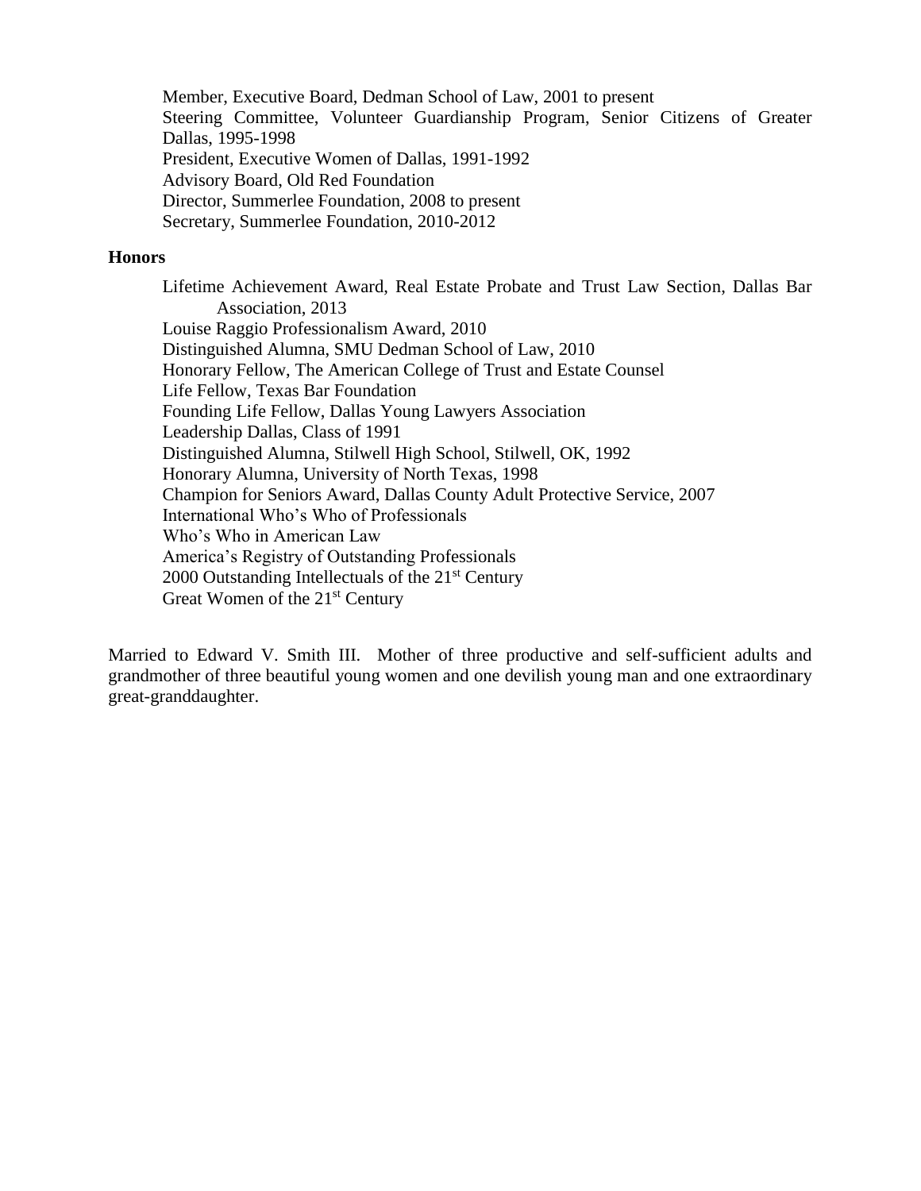Member, Executive Board, Dedman School of Law, 2001 to present
Steering Committee, Volunteer Guardianship Program, Senior Citizens of Greater Dallas, 1995-1998
President, Executive Women of Dallas, 1991-1992
Advisory Board, Old Red Foundation
Director, Summerlee Foundation, 2008 to present
Secretary, Summerlee Foundation, 2010-2012

**Honors**

Lifetime Achievement Award, Real Estate Probate and Trust Law Section, Dallas Bar Association, 2013
Louise Raggio Professionalism Award, 2010
Distinguished Alumna, SMU Dedman School of Law, 2010
Honorary Fellow, The American College of Trust and Estate Counsel
Life Fellow, Texas Bar Foundation
Founding Life Fellow, Dallas Young Lawyers Association
Leadership Dallas, Class of 1991
Distinguished Alumna, Stilwell High School, Stilwell, OK, 1992
Honorary Alumna, University of North Texas, 1998
Champion for Seniors Award, Dallas County Adult Protective Service, 2007
International Who's Who of Professionals
Who's Who in American Law
America's Registry of Outstanding Professionals
2000 Outstanding Intellectuals of the 21st Century
Great Women of the 21st Century

Married to Edward V. Smith III. Mother of three productive and self-sufficient adults and grandmother of three beautiful young women and one devilish young man and one extraordinary great-granddaughter.